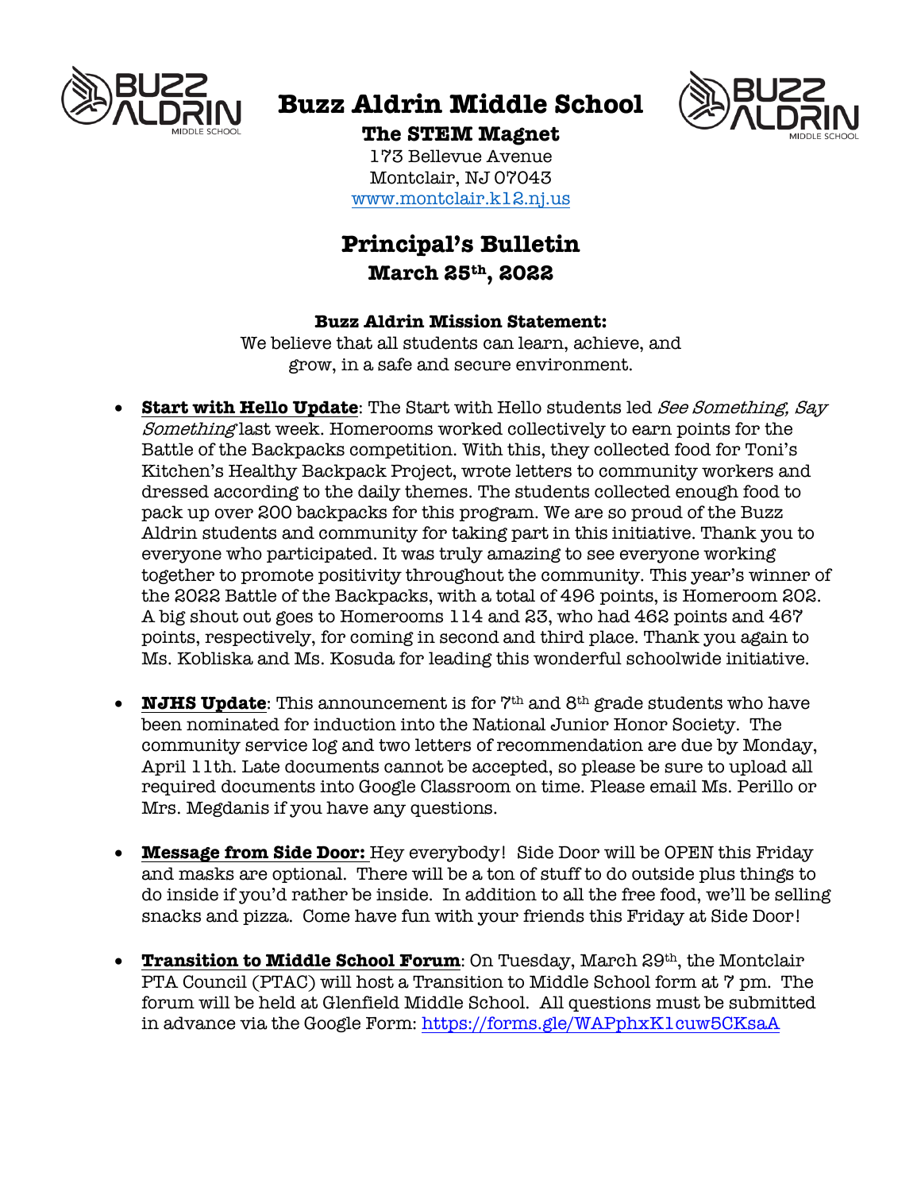# Buzz Aldrin Middle School

**The STEM Magnet**

173 Bellevue Avenue
Montclair, NJ 07043
www.montclair.k12.nj.us

## Principal's Bulletin

**March 25th, 2022**

**Buzz Aldrin Mission Statement:**

We believe that all students can learn, achieve, and grow, in a safe and secure environment.

- **Start with Hello Update**: The Start with Hello students led *See Something, Say Something* last week. Homerooms worked collectively to earn points for the Battle of the Backpacks competition. With this, they collected food for Toni's Kitchen's Healthy Backpack Project, wrote letters to community workers and dressed according to the daily themes. The students collected enough food to pack up over 200 backpacks for this program. We are so proud of the Buzz Aldrin students and community for taking part in this initiative. Thank you to everyone who participated. It was truly amazing to see everyone working together to promote positivity throughout the community. This year's winner of the 2022 Battle of the Backpacks, with a total of 496 points, is Homeroom 202. A big shout out goes to Homerooms 114 and 23, who had 462 points and 467 points, respectively, for coming in second and third place. Thank you again to Ms. Kobliska and Ms. Kosuda for leading this wonderful schoolwide initiative.

- **NJHS Update**: This announcement is for 7th and 8th grade students who have been nominated for induction into the National Junior Honor Society. The community service log and two letters of recommendation are due by Monday, April 11th. Late documents cannot be accepted, so please be sure to upload all required documents into Google Classroom on time. Please email Ms. Perillo or Mrs. Megdanis if you have any questions.

- **Message from Side Door:** Hey everybody! Side Door will be OPEN this Friday and masks are optional. There will be a ton of stuff to do outside plus things to do inside if you'd rather be inside. In addition to all the free food, we'll be selling snacks and pizza. Come have fun with your friends this Friday at Side Door!

- **Transition to Middle School Forum**: On Tuesday, March 29th, the Montclair PTA Council (PTAC) will host a Transition to Middle School form at 7 pm. The forum will be held at Glenfield Middle School. All questions must be submitted in advance via the Google Form: https://forms.gle/WAPphxK1cuw5CKsaA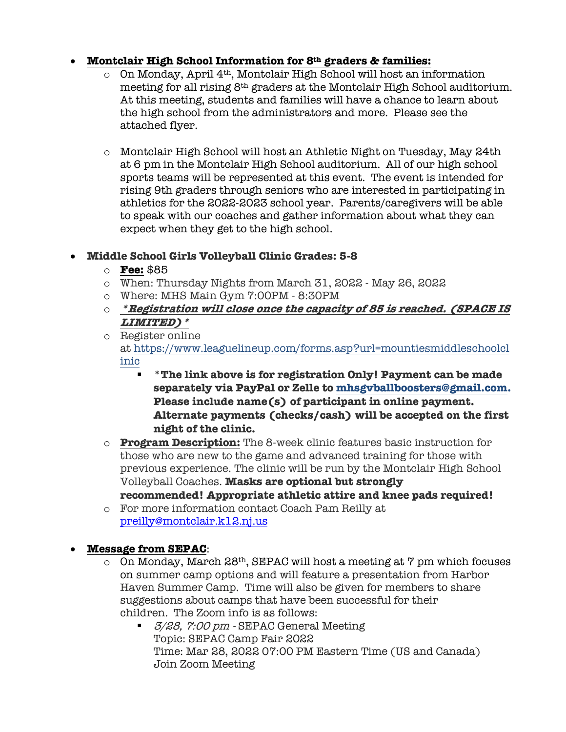- **Montclair High School Information for 8th graders & families:**
  - On Monday, April 4th, Montclair High School will host an information meeting for all rising 8th graders at the Montclair High School auditorium. At this meeting, students and families will have a chance to learn about the high school from the administrators and more. Please see the attached flyer.

  - Montclair High School will host an Athletic Night on Tuesday, May 24th at 6 pm in the Montclair High School auditorium. All of our high school sports teams will be represented at this event. The event is intended for rising 9th graders through seniors who are interested in participating in athletics for the 2022-2023 school year. Parents/caregivers will be able to speak with our coaches and gather information about what they can expect when they get to the high school.

- **Middle School Girls Volleyball Clinic Grades: 5-8**
  - **Fee:** $85
  - When: Thursday Nights from March 31, 2022 - May 26, 2022
  - Where: MHS Main Gym 7:00PM - 8:30PM
  - ***Registration will close once the capacity of 85 is reached. (SPACE IS LIMITED) ***
  - Register online at https://www.leaguelineup.com/forms.asp?url=mountiesmiddleschoolclinic
    - ***The link above is for registration Only! Payment can be made separately via PayPal or Zelle to mhsgvballboosters@gmail.com. Please include name(s) of participant in online payment. Alternate payments (checks/cash) will be accepted on the first night of the clinic.**
  - **Program Description:** The 8-week clinic features basic instruction for those who are new to the game and advanced training for those with previous experience. The clinic will be run by the Montclair High School Volleyball Coaches. **Masks are optional but strongly recommended! Appropriate athletic attire and knee pads required!**
  - For more information contact Coach Pam Reilly at preilly@montclair.k12.nj.us

- **Message from SEPAC**:
  - On Monday, March 28th, SEPAC will host a meeting at 7 pm which focuses on summer camp options and will feature a presentation from Harbor Haven Summer Camp. Time will also be given for members to share suggestions about camps that have been successful for their children. The Zoom info is as follows:
    - *3/28, 7:00 pm* - SEPAC General Meeting
      Topic: SEPAC Camp Fair 2022
      Time: Mar 28, 2022 07:00 PM Eastern Time (US and Canada)
      Join Zoom Meeting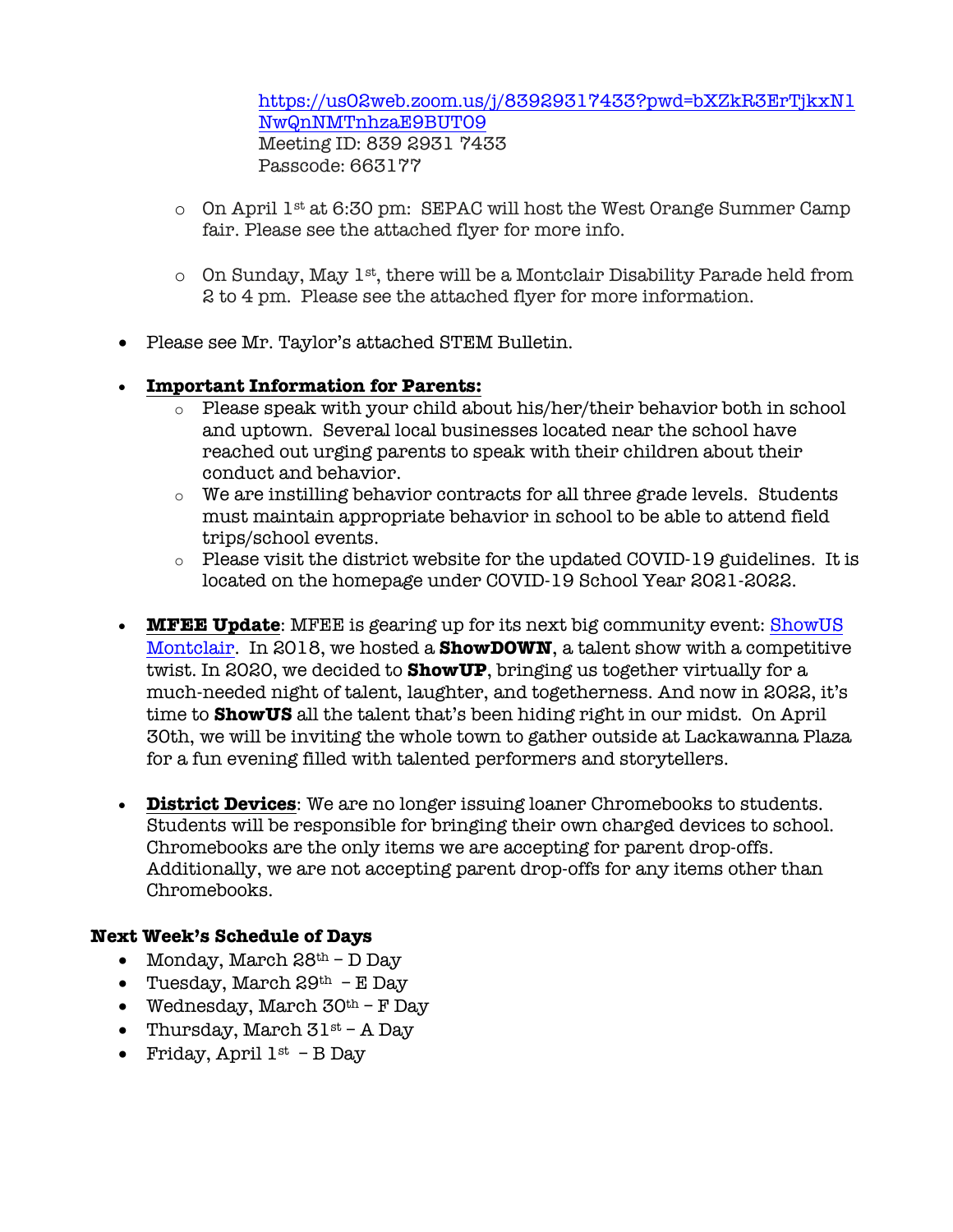[https://us02web.zoom.us/j/83929317433?pwd=bXZkR3ErTjkxN1NwQnNMTnhzaE9BUT09](https://us02web.zoom.us/j/83929317433?pwd=bXZkR3ErTjkxN1NwQnNMTnhzaE9BUT09)
Meeting ID: 839 2931 7433
Passcode: 663177

  - On April 1st at 6:30 pm: SEPAC will host the West Orange Summer Camp fair. Please see the attached flyer for more info.

  - On Sunday, May 1st, there will be a Montclair Disability Parade held from 2 to 4 pm. Please see the attached flyer for more information.

- Please see Mr. Taylor's attached STEM Bulletin.

- **Important Information for Parents:**
  - Please speak with your child about his/her/their behavior both in school and uptown. Several local businesses located near the school have reached out urging parents to speak with their children about their conduct and behavior.
  - We are instilling behavior contracts for all three grade levels. Students must maintain appropriate behavior in school to be able to attend field trips/school events.
  - Please visit the district website for the updated COVID-19 guidelines. It is located on the homepage under COVID-19 School Year 2021-2022.

- **MFEE Update**: MFEE is gearing up for its next big community event: [ShowUS Montclair](). In 2018, we hosted a **ShowDOWN**, a talent show with a competitive twist. In 2020, we decided to **ShowUP**, bringing us together virtually for a much-needed night of talent, laughter, and togetherness. And now in 2022, it's time to **ShowUS** all the talent that's been hiding right in our midst. On April 30th, we will be inviting the whole town to gather outside at Lackawanna Plaza for a fun evening filled with talented performers and storytellers.

- **District Devices**: We are no longer issuing loaner Chromebooks to students. Students will be responsible for bringing their own charged devices to school. Chromebooks are the only items we are accepting for parent drop-offs. Additionally, we are not accepting parent drop-offs for any items other than Chromebooks.

### Next Week's Schedule of Days

- Monday, March 28th – D Day
- Tuesday, March 29th – E Day
- Wednesday, March 30th – F Day
- Thursday, March 31st – A Day
- Friday, April 1st – B Day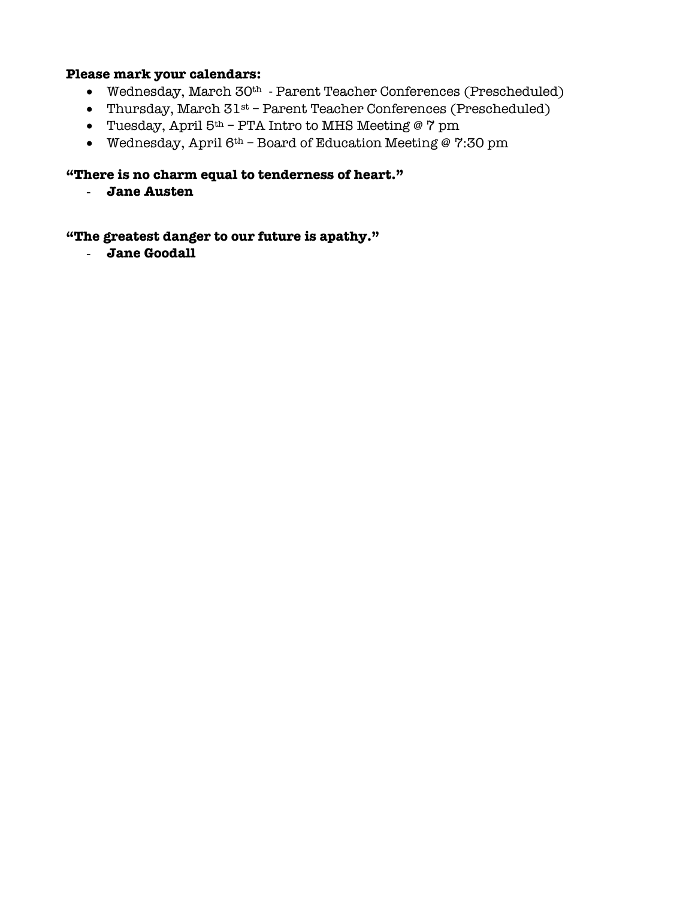**Please mark your calendars:**

- Wednesday, March 30th - Parent Teacher Conferences (Prescheduled)
- Thursday, March 31st – Parent Teacher Conferences (Prescheduled)
- Tuesday, April 5th – PTA Intro to MHS Meeting @ 7 pm
- Wednesday, April 6th – Board of Education Meeting @ 7:30 pm

**"There is no charm equal to tenderness of heart."**

- **Jane Austen**

**"The greatest danger to our future is apathy."**

- **Jane Goodall**